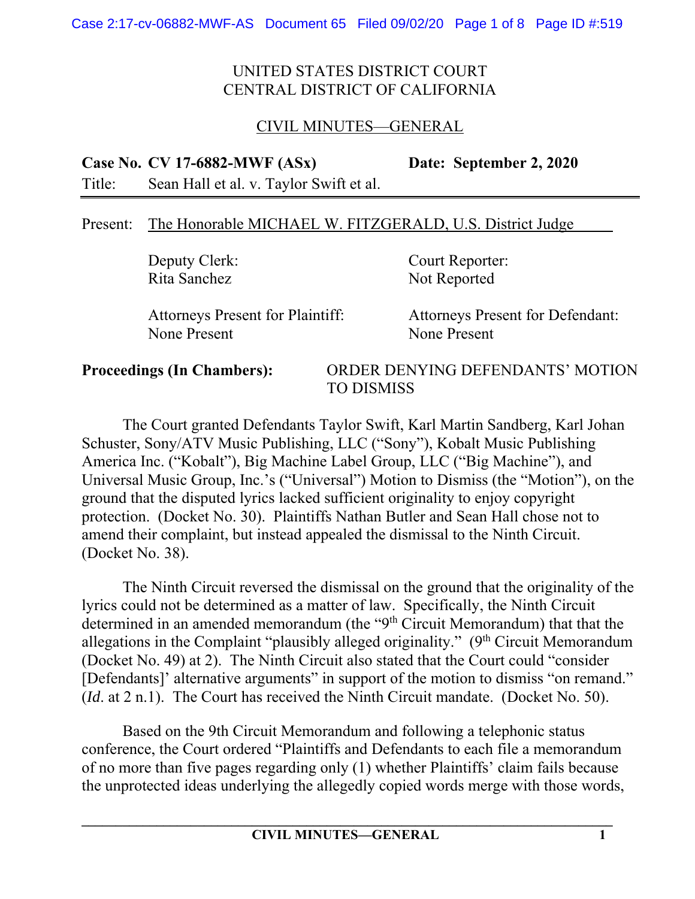UNITED STATES DISTRICT COURT
CENTRAL DISTRICT OF CALIFORNIA

CIVIL MINUTES—GENERAL

**Case No. CV 17-6882-MWF (ASx)** **Date: September 2, 2020**

Title: Sean Hall et al. v. Taylor Swift et al.

Present: The Honorable MICHAEL W. FITZGERALD, U.S. District Judge

| | |
|---|---|
| Deputy Clerk: Rita Sanchez | Court Reporter: Not Reported |
| Attorneys Present for Plaintiff: None Present | Attorneys Present for Defendant: None Present |

**Proceedings (In Chambers):** ORDER DENYING DEFENDANTS' MOTION TO DISMISS

The Court granted Defendants Taylor Swift, Karl Martin Sandberg, Karl Johan Schuster, Sony/ATV Music Publishing, LLC ("Sony"), Kobalt Music Publishing America Inc. ("Kobalt"), Big Machine Label Group, LLC ("Big Machine"), and Universal Music Group, Inc.'s ("Universal") Motion to Dismiss (the "Motion"), on the ground that the disputed lyrics lacked sufficient originality to enjoy copyright protection. (Docket No. 30). Plaintiffs Nathan Butler and Sean Hall chose not to amend their complaint, but instead appealed the dismissal to the Ninth Circuit. (Docket No. 38).

The Ninth Circuit reversed the dismissal on the ground that the originality of the lyrics could not be determined as a matter of law. Specifically, the Ninth Circuit determined in an amended memorandum (the "9th Circuit Memorandum) that that the allegations in the Complaint "plausibly alleged originality." (9th Circuit Memorandum (Docket No. 49) at 2). The Ninth Circuit also stated that the Court could "consider [Defendants]' alternative arguments" in support of the motion to dismiss "on remand." (*Id*. at 2 n.1). The Court has received the Ninth Circuit mandate. (Docket No. 50).

Based on the 9th Circuit Memorandum and following a telephonic status conference, the Court ordered "Plaintiffs and Defendants to each file a memorandum of no more than five pages regarding only (1) whether Plaintiffs' claim fails because the unprotected ideas underlying the allegedly copied words merge with those words,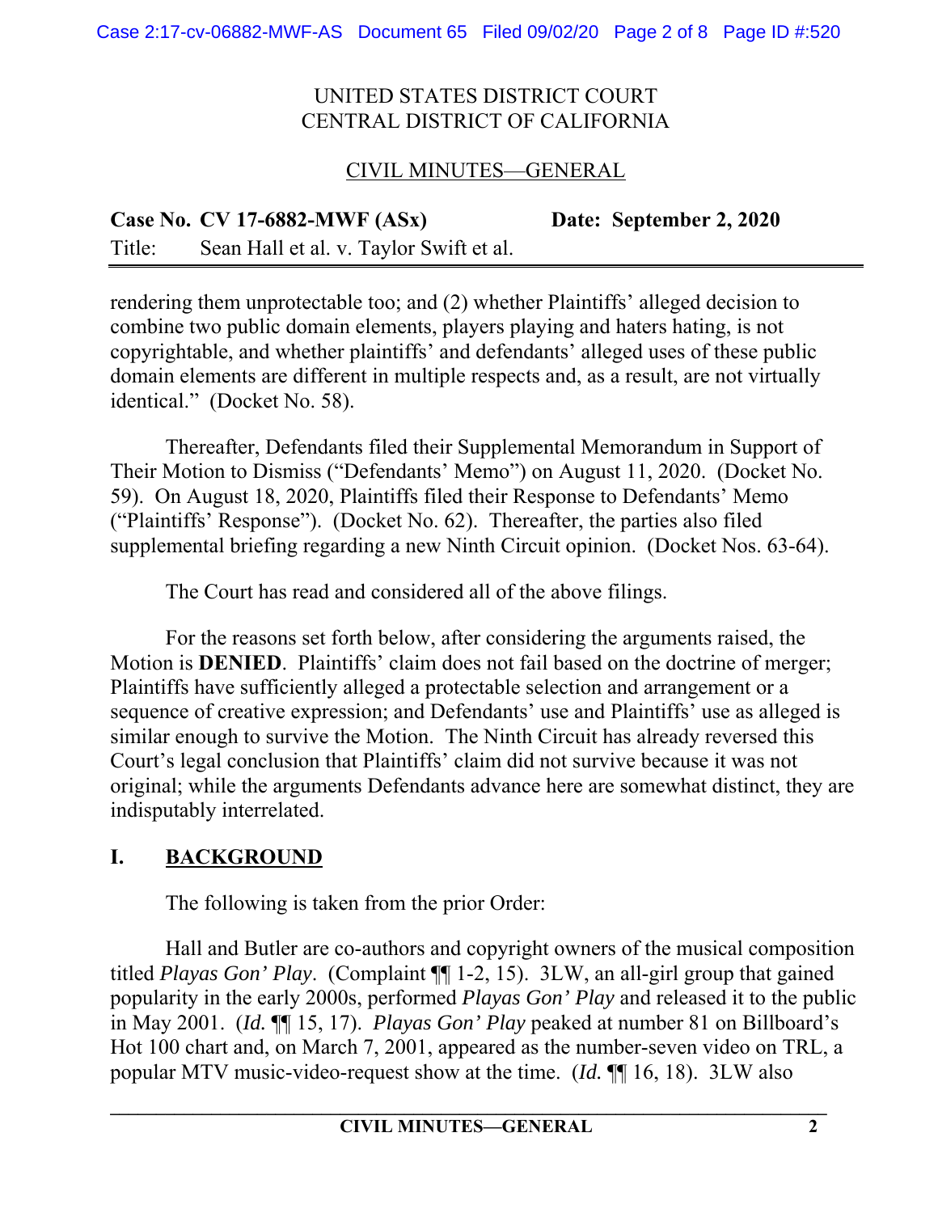rendering them unprotectable too; and (2) whether Plaintiffs' alleged decision to combine two public domain elements, players playing and haters hating, is not copyrightable, and whether plaintiffs' and defendants' alleged uses of these public domain elements are different in multiple respects and, as a result, are not virtually identical." (Docket No. 58).

Thereafter, Defendants filed their Supplemental Memorandum in Support of Their Motion to Dismiss ("Defendants' Memo") on August 11, 2020. (Docket No. 59). On August 18, 2020, Plaintiffs filed their Response to Defendants' Memo ("Plaintiffs' Response"). (Docket No. 62). Thereafter, the parties also filed supplemental briefing regarding a new Ninth Circuit opinion. (Docket Nos. 63-64).

The Court has read and considered all of the above filings.

For the reasons set forth below, after considering the arguments raised, the Motion is **DENIED**. Plaintiffs' claim does not fail based on the doctrine of merger; Plaintiffs have sufficiently alleged a protectable selection and arrangement or a sequence of creative expression; and Defendants' use and Plaintiffs' use as alleged is similar enough to survive the Motion. The Ninth Circuit has already reversed this Court's legal conclusion that Plaintiffs' claim did not survive because it was not original; while the arguments Defendants advance here are somewhat distinct, they are indisputably interrelated.

## I. BACKGROUND

The following is taken from the prior Order:

Hall and Butler are co-authors and copyright owners of the musical composition titled *Playas Gon' Play*. (Complaint ¶¶ 1-2, 15). 3LW, an all-girl group that gained popularity in the early 2000s, performed *Playas Gon' Play* and released it to the public in May 2001. (*Id.* ¶¶ 15, 17). *Playas Gon' Play* peaked at number 81 on Billboard's Hot 100 chart and, on March 7, 2001, appeared as the number-seven video on TRL, a popular MTV music-video-request show at the time. (*Id.* ¶¶ 16, 18). 3LW also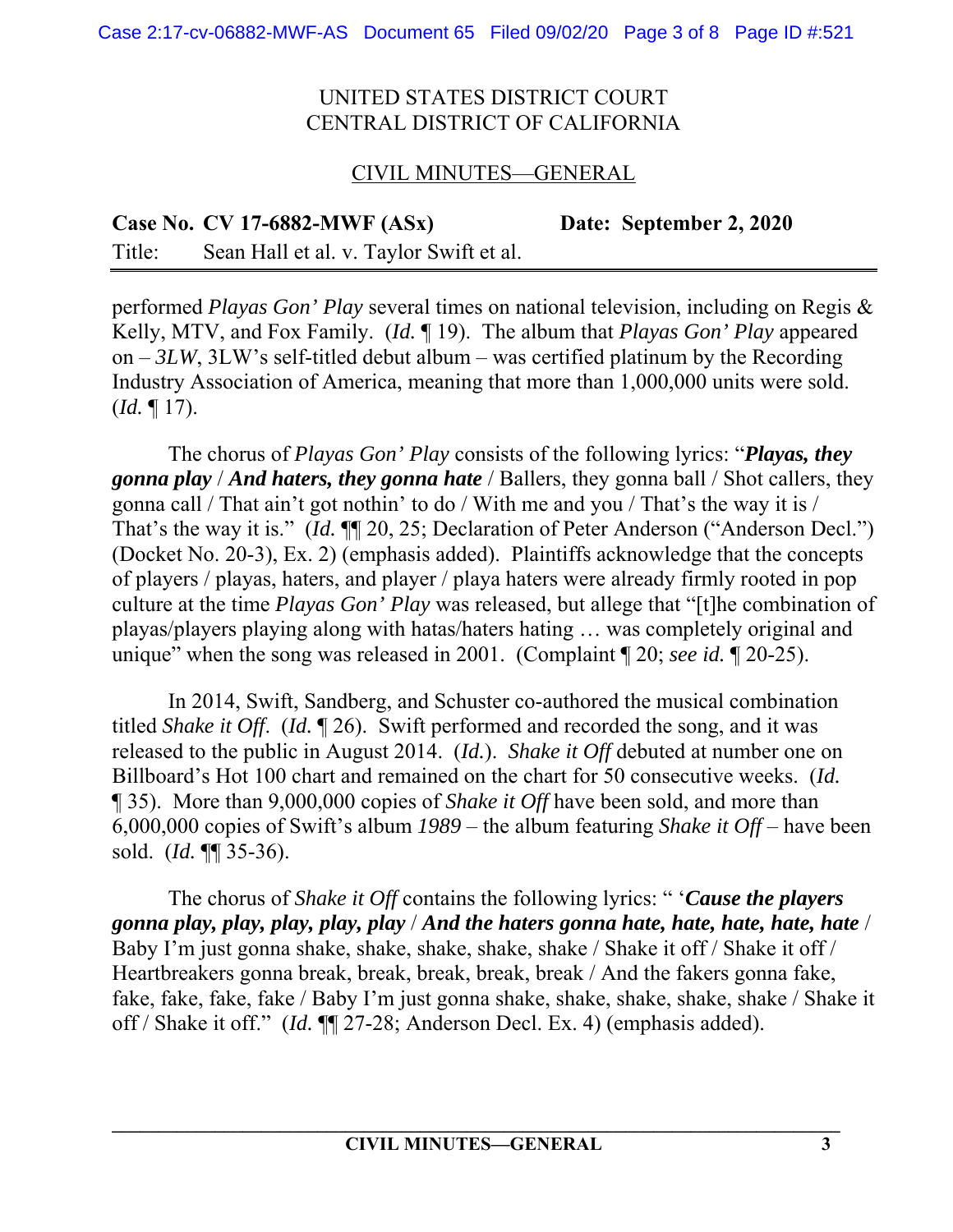UNITED STATES DISTRICT COURT
CENTRAL DISTRICT OF CALIFORNIA

CIVIL MINUTES—GENERAL

**Case No. CV 17-6882-MWF (ASx)** **Date: September 2, 2020**

Title: Sean Hall et al. v. Taylor Swift et al.

performed *Playas Gon' Play* several times on national television, including on Regis & Kelly, MTV, and Fox Family. (*Id.* ¶ 19). The album that *Playas Gon' Play* appeared on – *3LW*, 3LW's self-titled debut album – was certified platinum by the Recording Industry Association of America, meaning that more than 1,000,000 units were sold. (*Id.* ¶ 17).

The chorus of *Playas Gon' Play* consists of the following lyrics: "***Playas, they gonna play*** / ***And haters, they gonna hate*** / Ballers, they gonna ball / Shot callers, they gonna call / That ain't got nothin' to do / With me and you / That's the way it is / That's the way it is." (*Id.* ¶¶ 20, 25; Declaration of Peter Anderson ("Anderson Decl.") (Docket No. 20-3), Ex. 2) (emphasis added). Plaintiffs acknowledge that the concepts of players / playas, haters, and player / playa haters were already firmly rooted in pop culture at the time *Playas Gon' Play* was released, but allege that "[t]he combination of playas/players playing along with hatas/haters hating … was completely original and unique" when the song was released in 2001. (Complaint ¶ 20; *see id.* ¶ 20-25).

In 2014, Swift, Sandberg, and Schuster co-authored the musical combination titled *Shake it Off*. (*Id.* ¶ 26). Swift performed and recorded the song, and it was released to the public in August 2014. (*Id.*). *Shake it Off* debuted at number one on Billboard's Hot 100 chart and remained on the chart for 50 consecutive weeks. (*Id.* ¶ 35). More than 9,000,000 copies of *Shake it Off* have been sold, and more than 6,000,000 copies of Swift's album *1989* – the album featuring *Shake it Off* – have been sold. (*Id.* ¶¶ 35-36).

The chorus of *Shake it Off* contains the following lyrics: " '***Cause the players gonna play, play, play, play, play*** / ***And the haters gonna hate, hate, hate, hate, hate*** / Baby I'm just gonna shake, shake, shake, shake, shake / Shake it off / Shake it off / Heartbreakers gonna break, break, break, break, break / And the fakers gonna fake, fake, fake, fake, fake / Baby I'm just gonna shake, shake, shake, shake, shake / Shake it off / Shake it off." (*Id.* ¶¶ 27-28; Anderson Decl. Ex. 4) (emphasis added).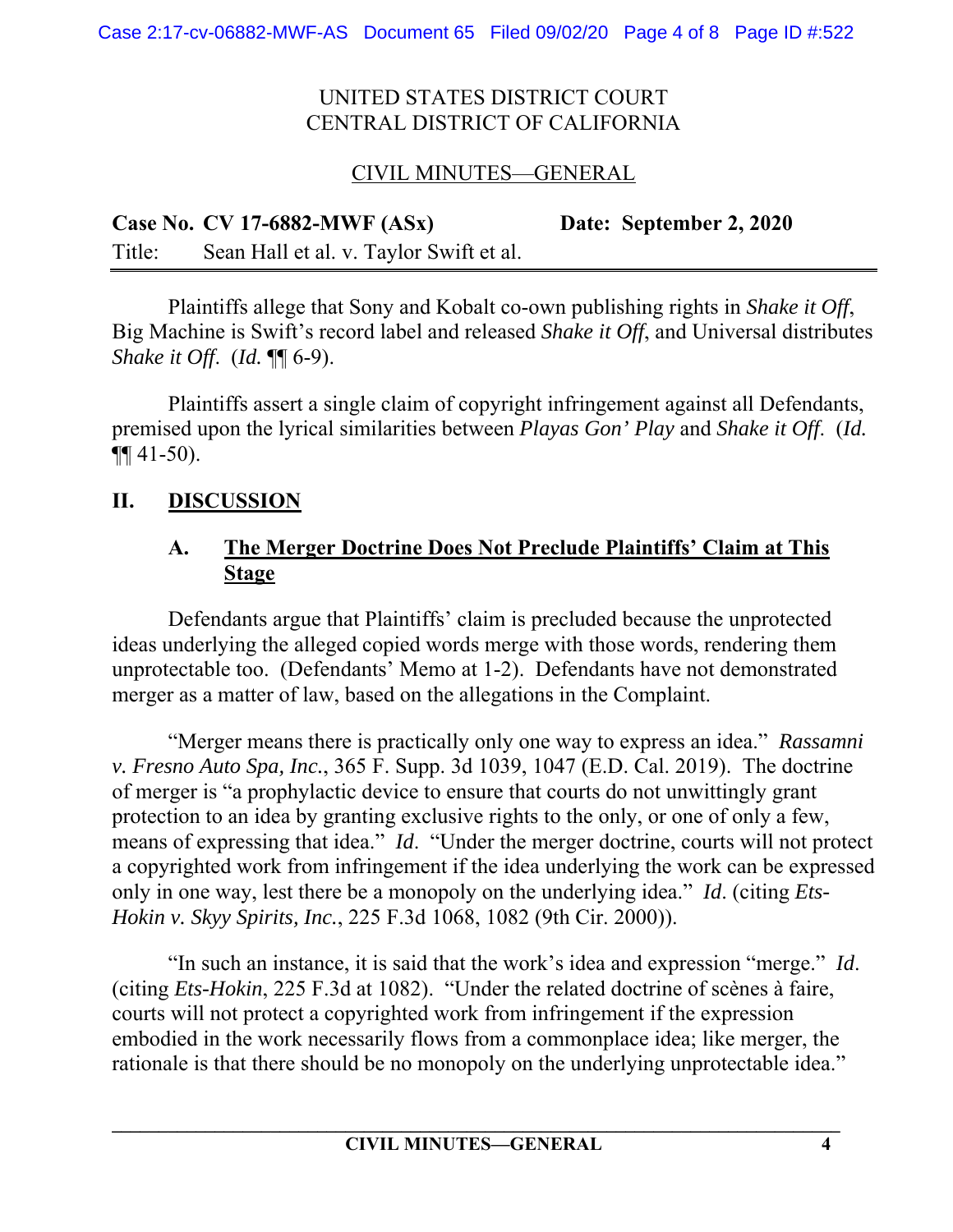UNITED STATES DISTRICT COURT
CENTRAL DISTRICT OF CALIFORNIA

CIVIL MINUTES—GENERAL

**Case No. CV 17-6882-MWF (ASx) Date: September 2, 2020**

Title: Sean Hall et al. v. Taylor Swift et al.

Plaintiffs allege that Sony and Kobalt co-own publishing rights in *Shake it Off*, Big Machine is Swift's record label and released *Shake it Off*, and Universal distributes *Shake it Off*. (*Id.* ¶¶ 6-9).

Plaintiffs assert a single claim of copyright infringement against all Defendants, premised upon the lyrical similarities between *Playas Gon' Play* and *Shake it Off*. (*Id.* ¶¶ 41-50).

## II. DISCUSSION

### A. The Merger Doctrine Does Not Preclude Plaintiffs' Claim at This Stage

Defendants argue that Plaintiffs' claim is precluded because the unprotected ideas underlying the alleged copied words merge with those words, rendering them unprotectable too. (Defendants' Memo at 1-2). Defendants have not demonstrated merger as a matter of law, based on the allegations in the Complaint.

"Merger means there is practically only one way to express an idea." *Rassamni v. Fresno Auto Spa, Inc.*, 365 F. Supp. 3d 1039, 1047 (E.D. Cal. 2019). The doctrine of merger is "a prophylactic device to ensure that courts do not unwittingly grant protection to an idea by granting exclusive rights to the only, or one of only a few, means of expressing that idea." *Id*. "Under the merger doctrine, courts will not protect a copyrighted work from infringement if the idea underlying the work can be expressed only in one way, lest there be a monopoly on the underlying idea." *Id*. (citing *Ets-Hokin v. Skyy Spirits, Inc.*, 225 F.3d 1068, 1082 (9th Cir. 2000)).

"In such an instance, it is said that the work's idea and expression "merge." *Id*. (citing *Ets-Hokin*, 225 F.3d at 1082). "Under the related doctrine of scènes à faire, courts will not protect a copyrighted work from infringement if the expression embodied in the work necessarily flows from a commonplace idea; like merger, the rationale is that there should be no monopoly on the underlying unprotectable idea."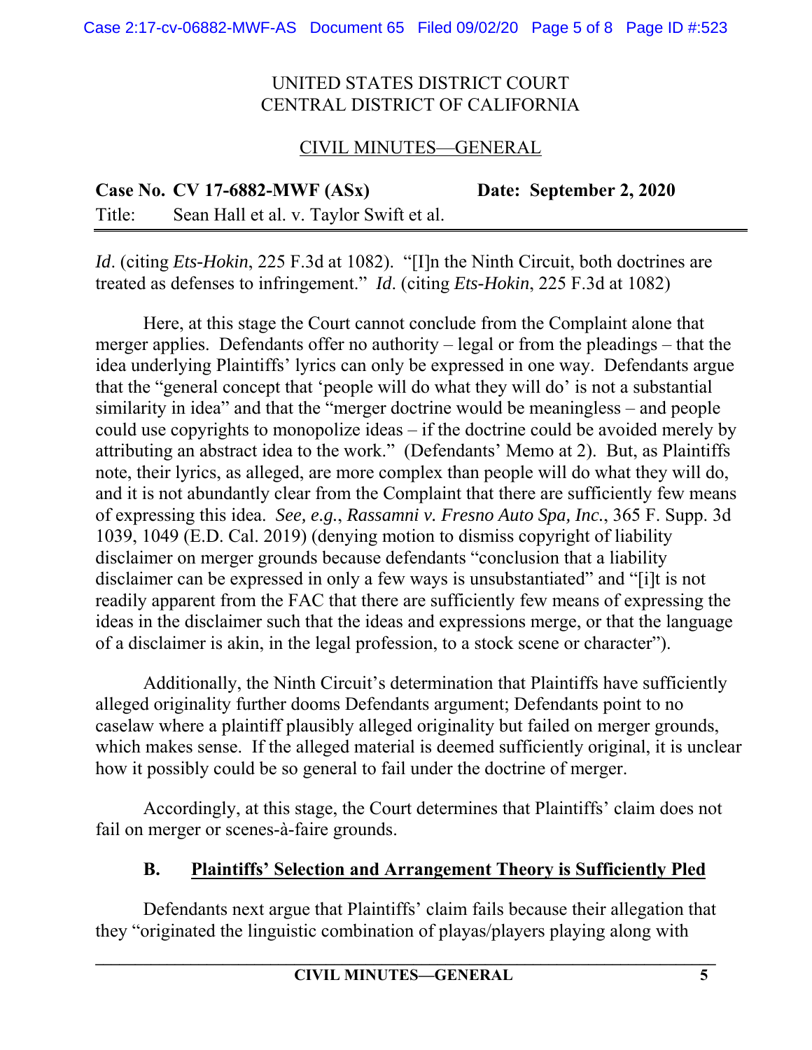*Id*. (citing *Ets-Hokin*, 225 F.3d at 1082). "[I]n the Ninth Circuit, both doctrines are treated as defenses to infringement." *Id*. (citing *Ets-Hokin*, 225 F.3d at 1082)

Here, at this stage the Court cannot conclude from the Complaint alone that merger applies. Defendants offer no authority – legal or from the pleadings – that the idea underlying Plaintiffs' lyrics can only be expressed in one way. Defendants argue that the "general concept that 'people will do what they will do' is not a substantial similarity in idea" and that the "merger doctrine would be meaningless – and people could use copyrights to monopolize ideas – if the doctrine could be avoided merely by attributing an abstract idea to the work." (Defendants' Memo at 2). But, as Plaintiffs note, their lyrics, as alleged, are more complex than people will do what they will do, and it is not abundantly clear from the Complaint that there are sufficiently few means of expressing this idea. *See, e.g.*, *Rassamni v. Fresno Auto Spa, Inc.*, 365 F. Supp. 3d 1039, 1049 (E.D. Cal. 2019) (denying motion to dismiss copyright of liability disclaimer on merger grounds because defendants "conclusion that a liability disclaimer can be expressed in only a few ways is unsubstantiated" and "[i]t is not readily apparent from the FAC that there are sufficiently few means of expressing the ideas in the disclaimer such that the ideas and expressions merge, or that the language of a disclaimer is akin, in the legal profession, to a stock scene or character").

Additionally, the Ninth Circuit's determination that Plaintiffs have sufficiently alleged originality further dooms Defendants argument; Defendants point to no caselaw where a plaintiff plausibly alleged originality but failed on merger grounds, which makes sense. If the alleged material is deemed sufficiently original, it is unclear how it possibly could be so general to fail under the doctrine of merger.

Accordingly, at this stage, the Court determines that Plaintiffs' claim does not fail on merger or scenes-à-faire grounds.

### B. Plaintiffs' Selection and Arrangement Theory is Sufficiently Pled

Defendants next argue that Plaintiffs' claim fails because their allegation that they "originated the linguistic combination of playas/players playing along with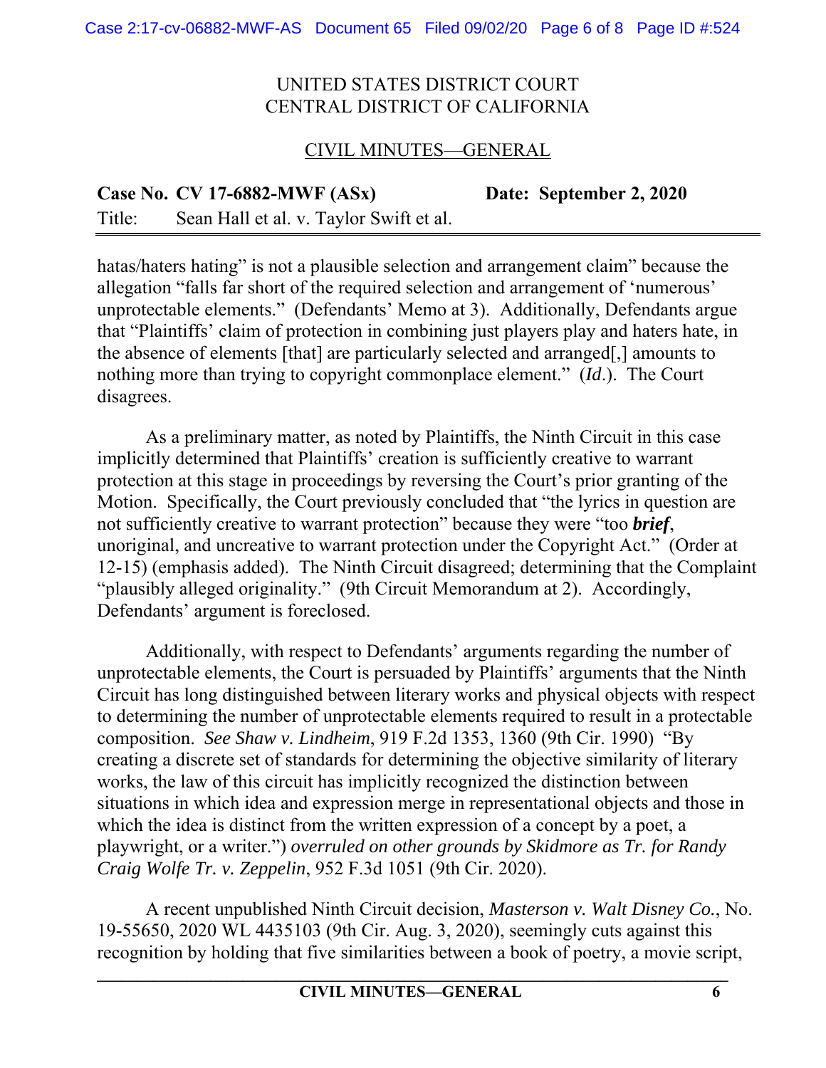hatas/haters hating" is not a plausible selection and arrangement claim" because the allegation "falls far short of the required selection and arrangement of 'numerous' unprotectable elements." (Defendants' Memo at 3). Additionally, Defendants argue that "Plaintiffs' claim of protection in combining just players play and haters hate, in the absence of elements [that] are particularly selected and arranged[,] amounts to nothing more than trying to copyright commonplace element." (*Id*.). The Court disagrees.

As a preliminary matter, as noted by Plaintiffs, the Ninth Circuit in this case implicitly determined that Plaintiffs' creation is sufficiently creative to warrant protection at this stage in proceedings by reversing the Court's prior granting of the Motion. Specifically, the Court previously concluded that "the lyrics in question are not sufficiently creative to warrant protection" because they were "too ***brief***, unoriginal, and uncreative to warrant protection under the Copyright Act." (Order at 12-15) (emphasis added). The Ninth Circuit disagreed; determining that the Complaint "plausibly alleged originality." (9th Circuit Memorandum at 2). Accordingly, Defendants' argument is foreclosed.

Additionally, with respect to Defendants' arguments regarding the number of unprotectable elements, the Court is persuaded by Plaintiffs' arguments that the Ninth Circuit has long distinguished between literary works and physical objects with respect to determining the number of unprotectable elements required to result in a protectable composition. *See Shaw v. Lindheim*, 919 F.2d 1353, 1360 (9th Cir. 1990) "By creating a discrete set of standards for determining the objective similarity of literary works, the law of this circuit has implicitly recognized the distinction between situations in which idea and expression merge in representational objects and those in which the idea is distinct from the written expression of a concept by a poet, a playwright, or a writer.") *overruled on other grounds by Skidmore as Tr. for Randy Craig Wolfe Tr. v. Zeppelin*, 952 F.3d 1051 (9th Cir. 2020).

A recent unpublished Ninth Circuit decision, *Masterson v. Walt Disney Co.*, No. 19-55650, 2020 WL 4435103 (9th Cir. Aug. 3, 2020), seemingly cuts against this recognition by holding that five similarities between a book of poetry, a movie script,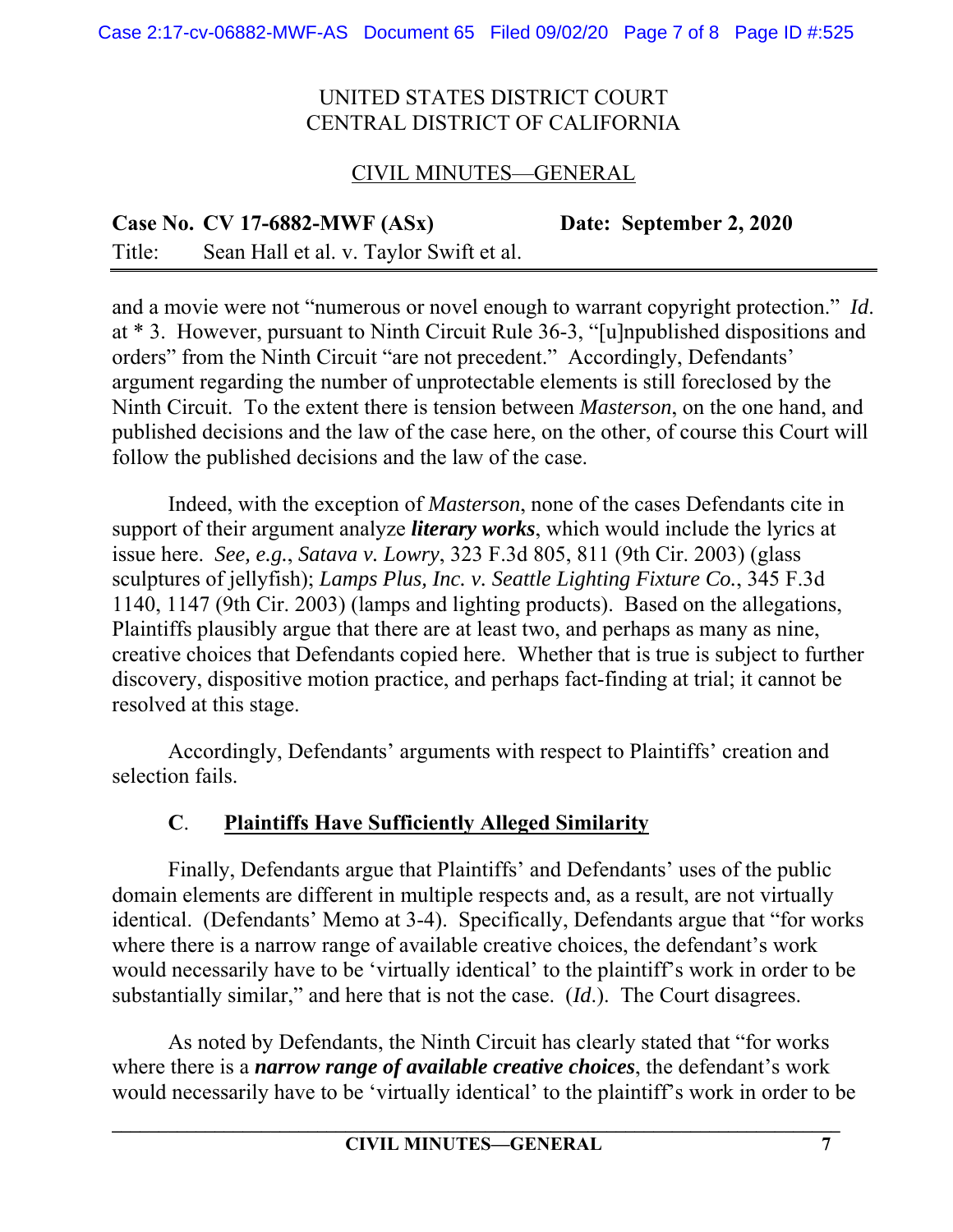UNITED STATES DISTRICT COURT
CENTRAL DISTRICT OF CALIFORNIA

CIVIL MINUTES—GENERAL

**Case No. CV 17-6882-MWF (ASx)** **Date: September 2, 2020**

Title: Sean Hall et al. v. Taylor Swift et al.

and a movie were not "numerous or novel enough to warrant copyright protection." *Id*. at * 3. However, pursuant to Ninth Circuit Rule 36-3, "[u]npublished dispositions and orders" from the Ninth Circuit "are not precedent." Accordingly, Defendants' argument regarding the number of unprotectable elements is still foreclosed by the Ninth Circuit. To the extent there is tension between *Masterson*, on the one hand, and published decisions and the law of the case here, on the other, of course this Court will follow the published decisions and the law of the case.

Indeed, with the exception of *Masterson*, none of the cases Defendants cite in support of their argument analyze ***literary works***, which would include the lyrics at issue here. *See, e.g.*, *Satava v. Lowry*, 323 F.3d 805, 811 (9th Cir. 2003) (glass sculptures of jellyfish); *Lamps Plus, Inc. v. Seattle Lighting Fixture Co.*, 345 F.3d 1140, 1147 (9th Cir. 2003) (lamps and lighting products). Based on the allegations, Plaintiffs plausibly argue that there are at least two, and perhaps as many as nine, creative choices that Defendants copied here. Whether that is true is subject to further discovery, dispositive motion practice, and perhaps fact-finding at trial; it cannot be resolved at this stage.

Accordingly, Defendants' arguments with respect to Plaintiffs' creation and selection fails.

### **C**. **Plaintiffs Have Sufficiently Alleged Similarity**

Finally, Defendants argue that Plaintiffs' and Defendants' uses of the public domain elements are different in multiple respects and, as a result, are not virtually identical. (Defendants' Memo at 3-4). Specifically, Defendants argue that "for works where there is a narrow range of available creative choices, the defendant's work would necessarily have to be 'virtually identical' to the plaintiff's work in order to be substantially similar," and here that is not the case. (*Id*.). The Court disagrees.

As noted by Defendants, the Ninth Circuit has clearly stated that "for works where there is a ***narrow range of available creative choices***, the defendant's work would necessarily have to be 'virtually identical' to the plaintiff's work in order to be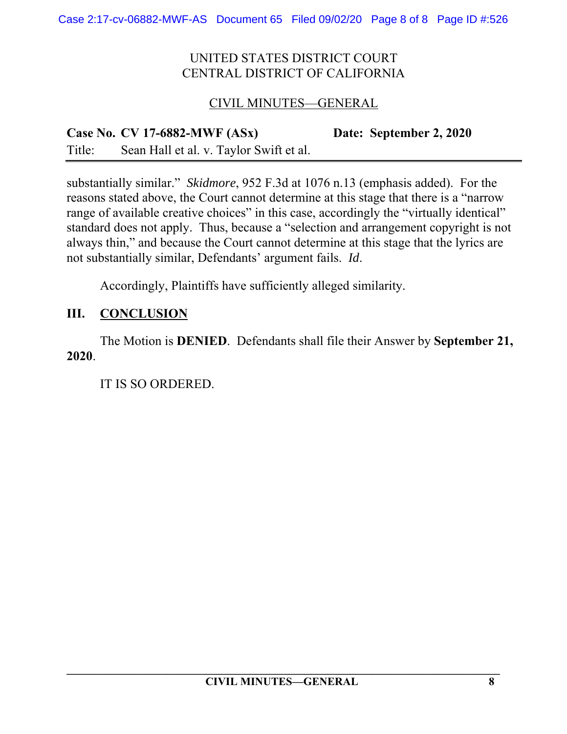UNITED STATES DISTRICT COURT
CENTRAL DISTRICT OF CALIFORNIA

CIVIL MINUTES—GENERAL

**Case No. CV 17-6882-MWF (ASx)** **Date: September 2, 2020**

Title: Sean Hall et al. v. Taylor Swift et al.

substantially similar." *Skidmore*, 952 F.3d at 1076 n.13 (emphasis added). For the reasons stated above, the Court cannot determine at this stage that there is a "narrow range of available creative choices" in this case, accordingly the "virtually identical" standard does not apply. Thus, because a "selection and arrangement copyright is not always thin," and because the Court cannot determine at this stage that the lyrics are not substantially similar, Defendants' argument fails. *Id*.

Accordingly, Plaintiffs have sufficiently alleged similarity.

## III. CONCLUSION

The Motion is **DENIED**. Defendants shall file their Answer by **September 21, 2020**.

IT IS SO ORDERED.